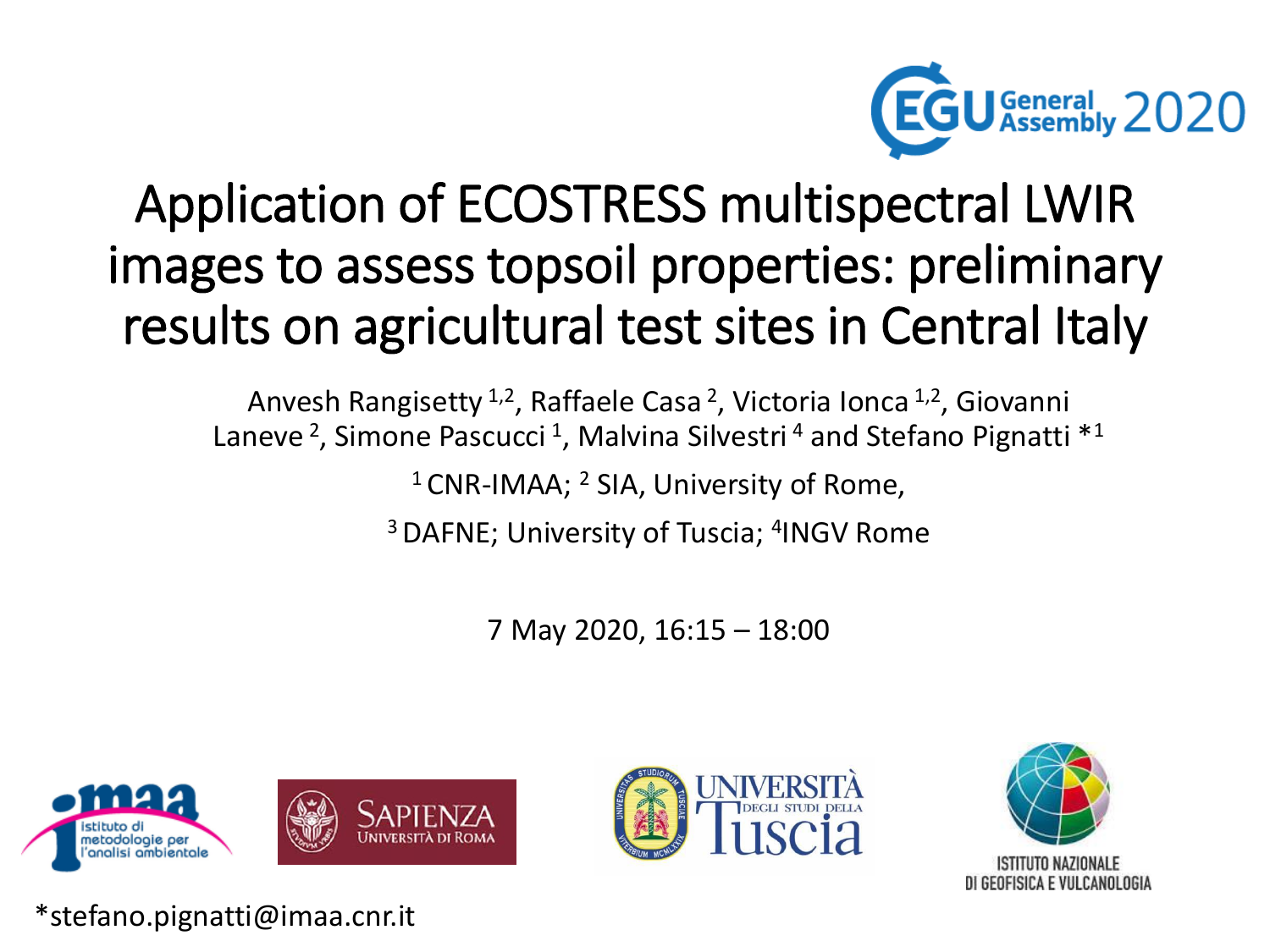EGU General Assembly 2020

# Application of ECOSTRESS multispectral LWIR images to assess topsoil properties: preliminary results on agricultural test sites in Central Italy

Anvesh Rangisetty [1,2], Raffaele Casa [2], Victoria Ionca [1,2], Giovanni Laneve [2], Simone Pascucci [1], Malvina Silvestri [4] and Stefano Pignatti *[1]

[1] CNR-IMAA; [2] SIA, University of Rome,

[3] DAFNE; University of Tuscia; [4]INGV Rome

7 May 2020, 16:15 – 18:00

imaa istituto di metodologie per l'analisi ambientale

SAPIENZA UNIVERSITÀ DI ROMA

UNIVERSITÀ DEGLI STUDI DELLA Tuscia

ISTITUTO NAZIONALE DI GEOFISICA E VULCANOLOGIA

*stefano.pignatti@imaa.cnr.it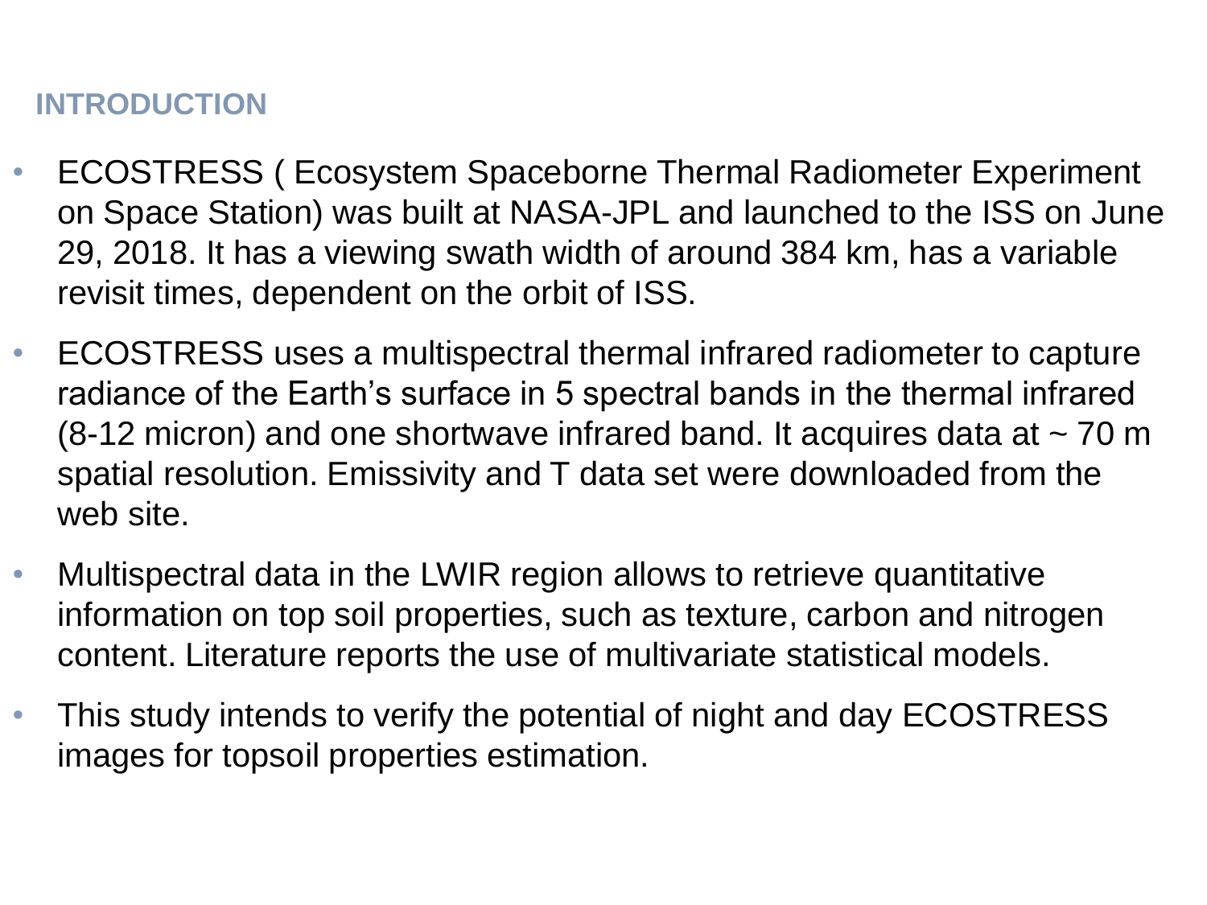## INTRODUCTION

- ECOSTRESS ( Ecosystem Spaceborne Thermal Radiometer Experiment on Space Station) was built at NASA-JPL and launched to the ISS on June 29, 2018. It has a viewing swath width of around 384 km, has a variable revisit times, dependent on the orbit of ISS.
- ECOSTRESS uses a multispectral thermal infrared radiometer to capture radiance of the Earth's surface in 5 spectral bands in the thermal infrared (8-12 micron) and one shortwave infrared band. It acquires data at ~ 70 m spatial resolution. Emissivity and T data set were downloaded from the web site.
- Multispectral data in the LWIR region allows to retrieve quantitative information on top soil properties, such as texture, carbon and nitrogen content. Literature reports the use of multivariate statistical models.
- This study intends to verify the potential of night and day ECOSTRESS images for topsoil properties estimation.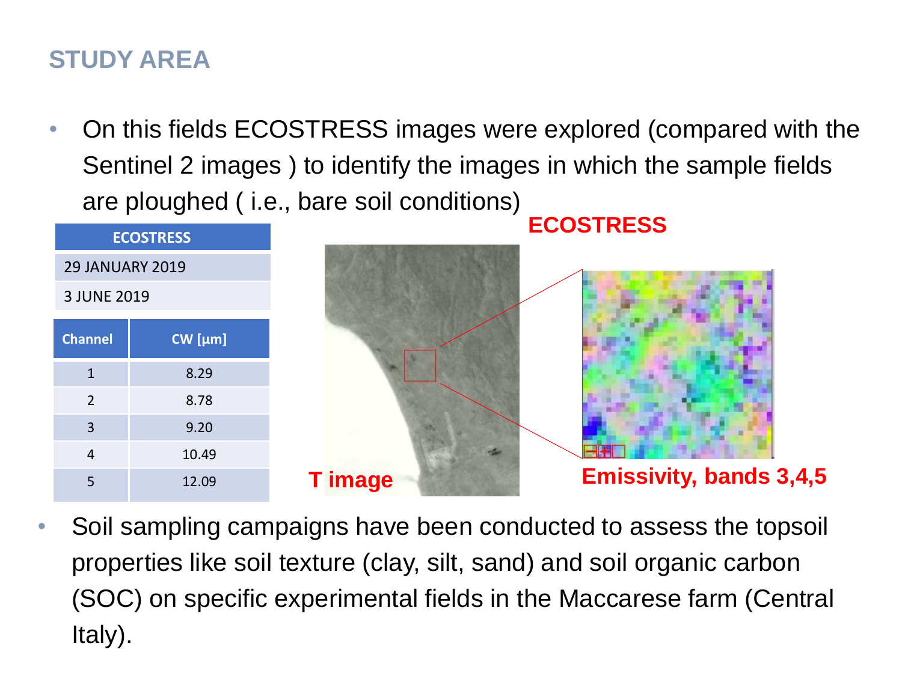## STUDY AREA

- On this fields ECOSTRESS images were explored (compared with the Sentinel 2 images ) to identify the images in which the sample fields are ploughed ( i.e., bare soil conditions)

| ECOSTRESS |
|---|
| 29 JANUARY 2019 |
| 3 JUNE 2019 |

| Channel | CW [µm] |
|---|---|
| 1 | 8.29 |
| 2 | 8.78 |
| 3 | 9.20 |
| 4 | 10.49 |
| 5 | 12.09 |

ECOSTRESS

T image

Emissivity, bands 3,4,5

- Soil sampling campaigns have been conducted to assess the topsoil properties like soil texture (clay, silt, sand) and soil organic carbon (SOC) on specific experimental fields in the Maccarese farm (Central Italy).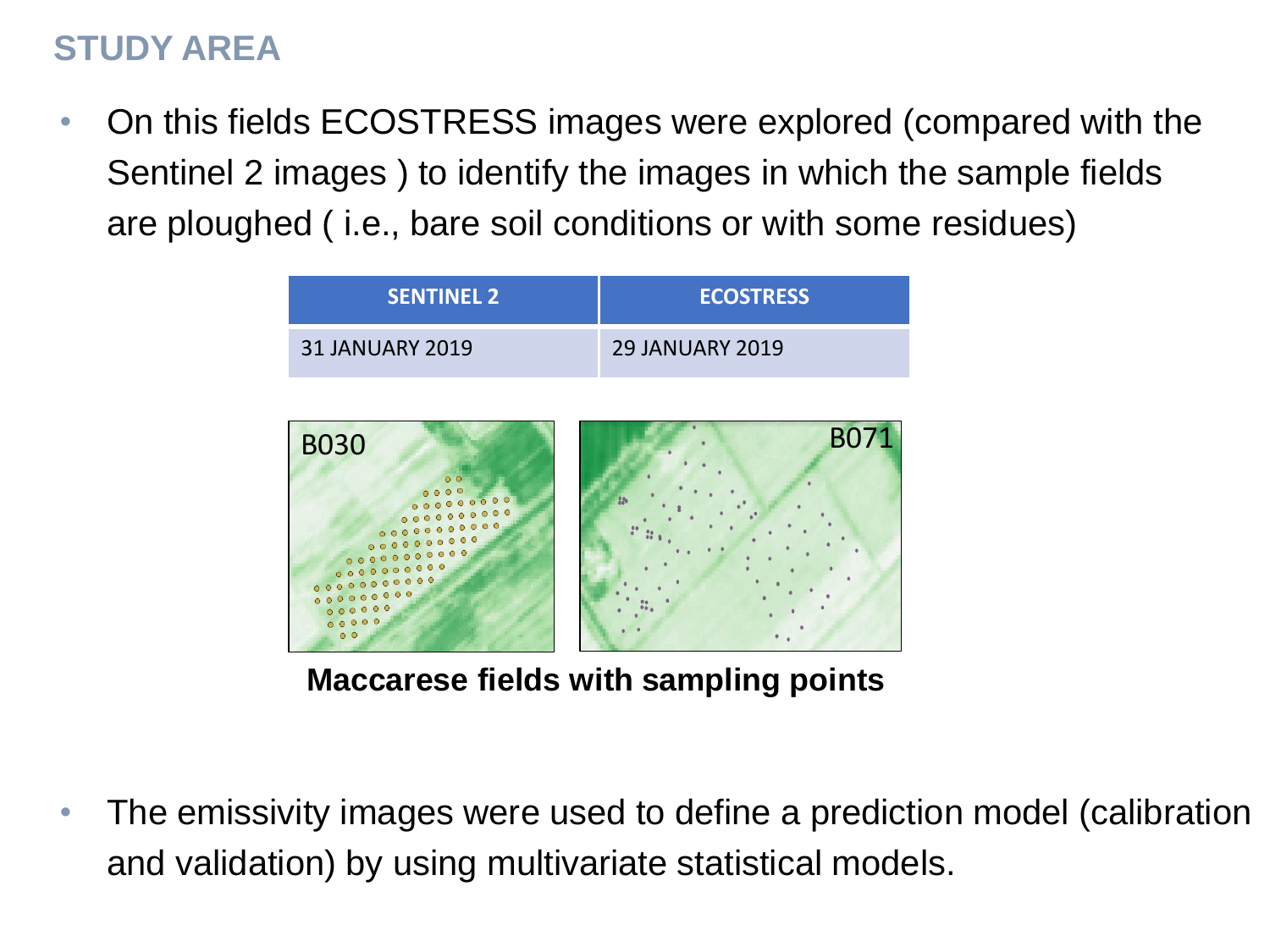## STUDY AREA

- On this fields ECOSTRESS images were explored (compared with the Sentinel 2 images ) to identify the images in which the sample fields are ploughed ( i.e., bare soil conditions or with some residues)

| SENTINEL 2 | ECOSTRESS |
| --- | --- |
| 31 JANUARY 2019 | 29 JANUARY 2019 |

B030 B071

**Maccarese fields with sampling points**

- The emissivity images were used to define a prediction model (calibration and validation) by using multivariate statistical models.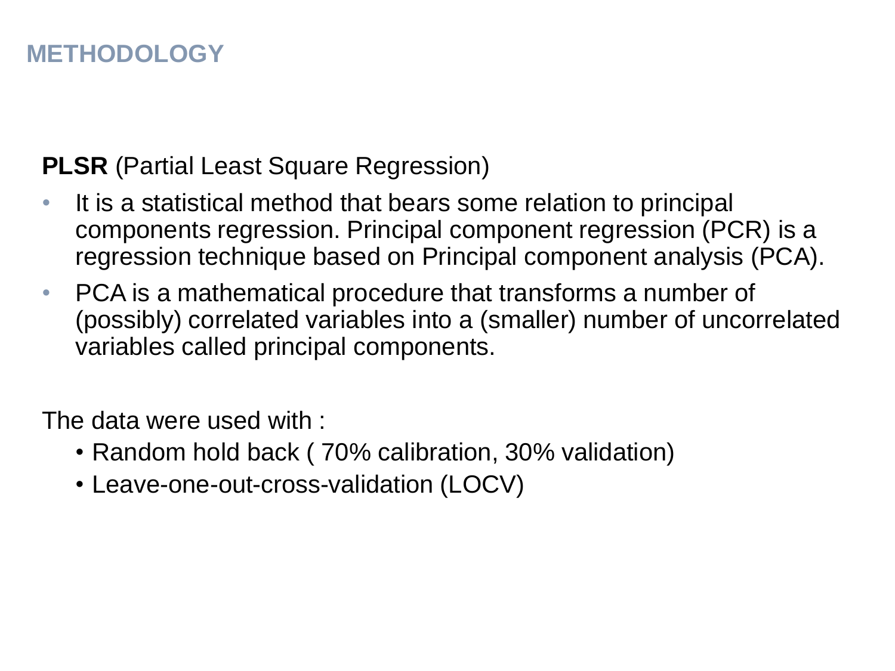# METHODOLOGY

**PLSR** (Partial Least Square Regression)

- It is a statistical method that bears some relation to principal components regression. Principal component regression (PCR) is a regression technique based on Principal component analysis (PCA).
- PCA is a mathematical procedure that transforms a number of (possibly) correlated variables into a (smaller) number of uncorrelated variables called principal components.

The data were used with :

- Random hold back ( 70% calibration, 30% validation)
- Leave-one-out-cross-validation (LOCV)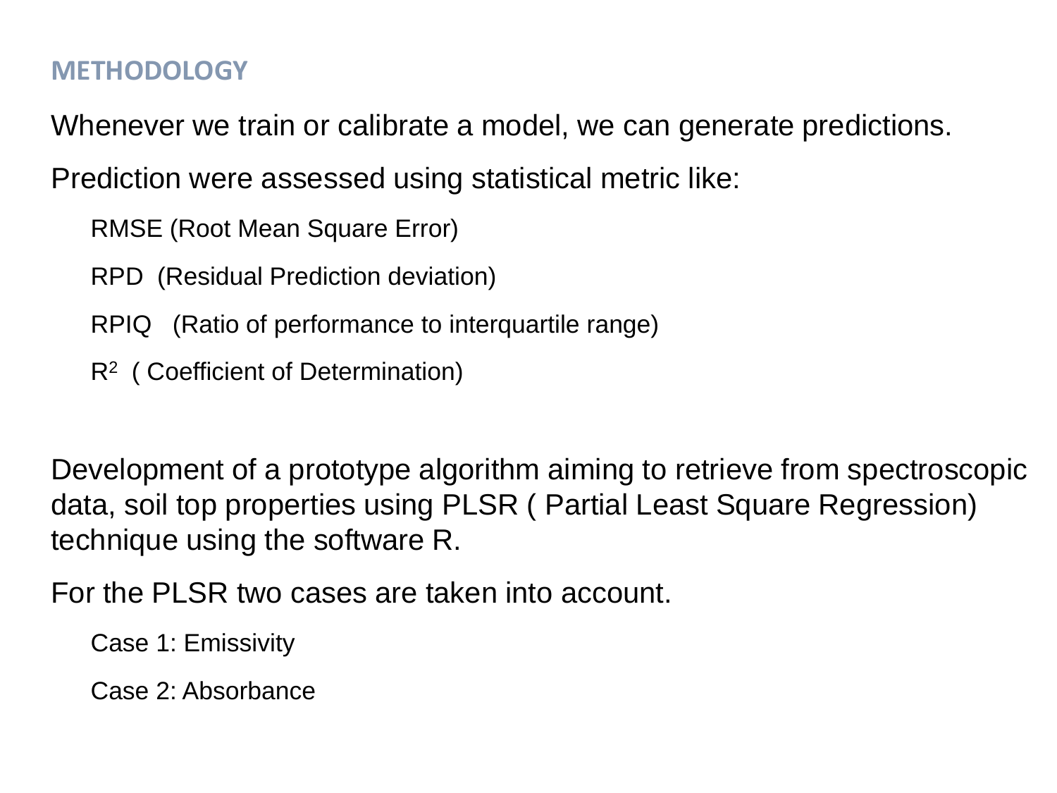## METHODOLOGY

Whenever we train or calibrate a model, we can generate predictions.

Prediction were assessed using statistical metric like:

- RMSE (Root Mean Square Error)
- RPD (Residual Prediction deviation)
- RPIQ (Ratio of performance to interquartile range)
- $R^2$ ( Coefficient of Determination)

Development of a prototype algorithm aiming to retrieve from spectroscopic data, soil top properties using PLSR ( Partial Least Square Regression) technique using the software R.

For the PLSR two cases are taken into account.

- Case 1: Emissivity
- Case 2: Absorbance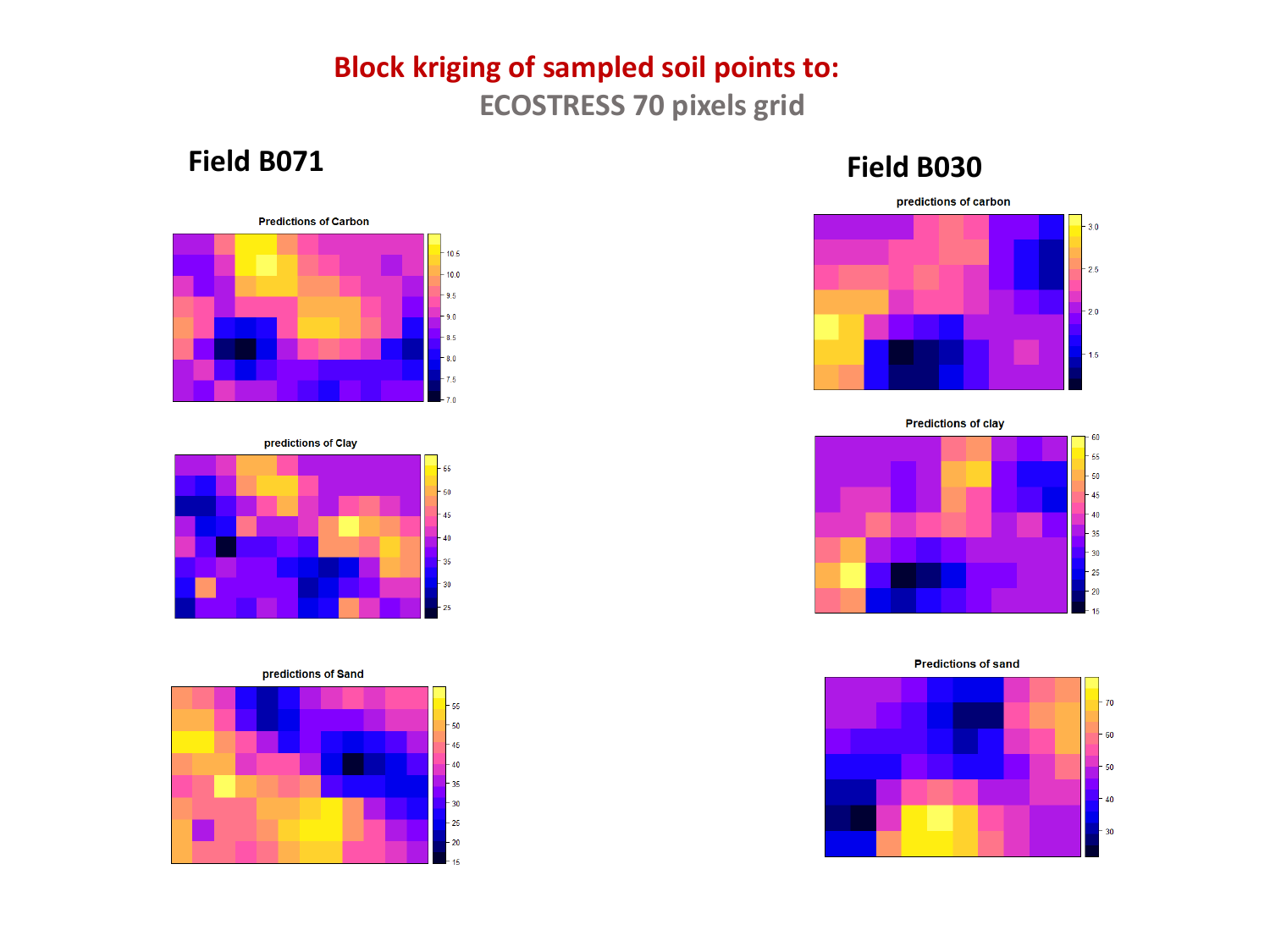# Block kriging of sampled soil points to:

## ECOSTRESS 70 pixels grid

### Field B071

**Predictions of Carbon**

**predictions of Clay**

**predictions of Sand**

### Field B030

**predictions of carbon**

**Predictions of clay**

**Predictions of sand**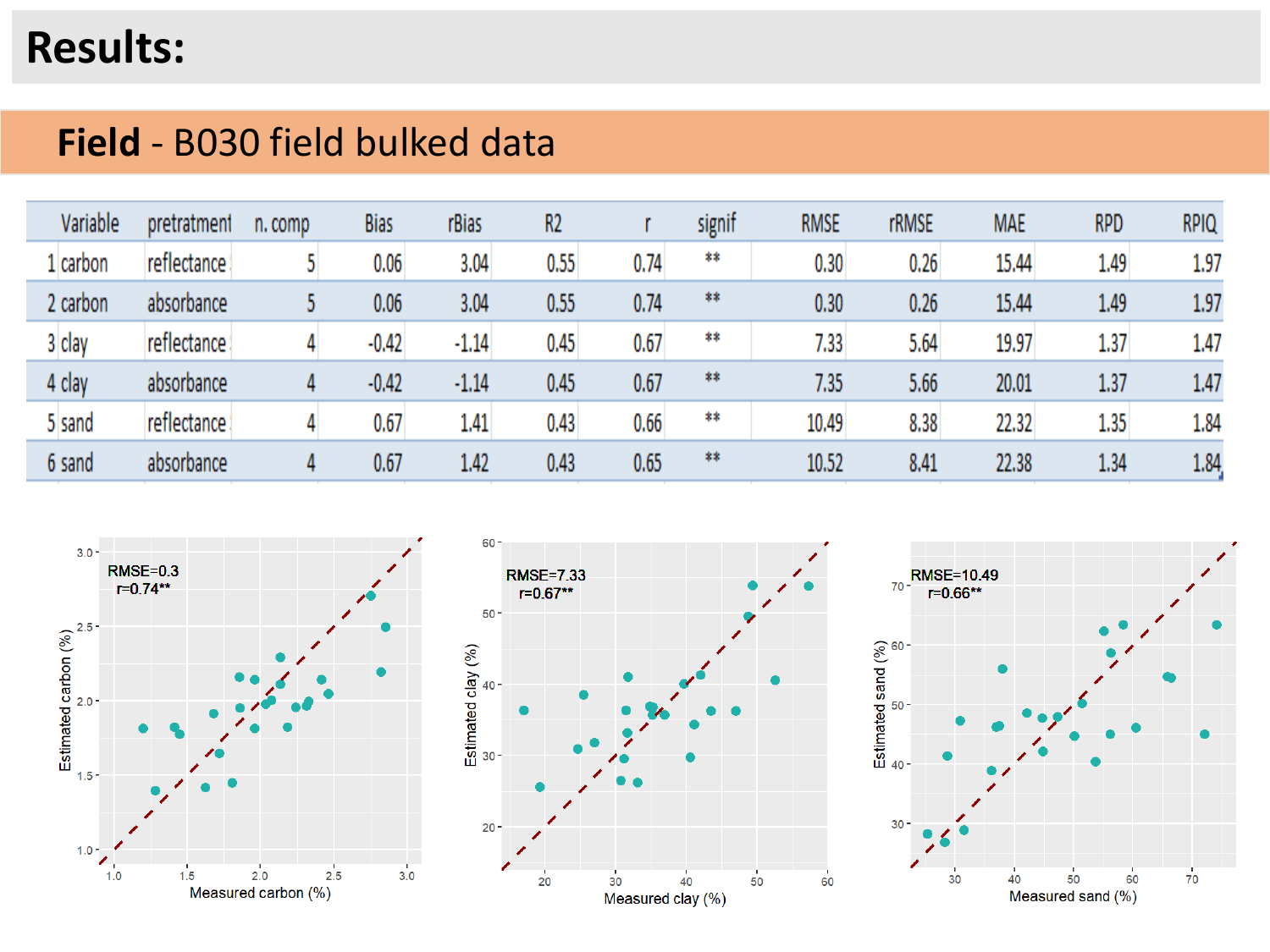# Results:

## **Field** - B030 field bulked data

| | Variable | pretratment | n. comp | Bias | rBias | R2 | r | signif | RMSE | rRMSE | MAE | RPD | RPIQ |
|---|---|---|---|---|---|---|---|---|---|---|---|---|---|
| 1 | carbon | reflectance | 5 | 0.06 | 3.04 | 0.55 | 0.74 | ** | 0.30 | 0.26 | 15.44 | 1.49 | 1.97 |
| 2 | carbon | absorbance | 5 | 0.06 | 3.04 | 0.55 | 0.74 | ** | 0.30 | 0.26 | 15.44 | 1.49 | 1.97 |
| 3 | clay | reflectance | 4 | -0.42 | -1.14 | 0.45 | 0.67 | ** | 7.33 | 5.64 | 19.97 | 1.37 | 1.47 |
| 4 | clay | absorbance | 4 | -0.42 | -1.14 | 0.45 | 0.67 | ** | 7.35 | 5.66 | 20.01 | 1.37 | 1.47 |
| 5 | sand | reflectance | 4 | 0.67 | 1.41 | 0.43 | 0.66 | ** | 10.49 | 8.38 | 22.32 | 1.35 | 1.84 |
| 6 | sand | absorbance | 4 | 0.67 | 1.42 | 0.43 | 0.65 | ** | 10.52 | 8.41 | 22.38 | 1.34 | 1.84 |

RMSE=0.3
r=0.74**

Estimated carbon (%) vs. Measured carbon (%)

RMSE=7.33
r=0.67**

Estimated clay (%) vs. Measured clay (%)

RMSE=10.49
r=0.66**

Estimated sand (%) vs. Measured sand (%)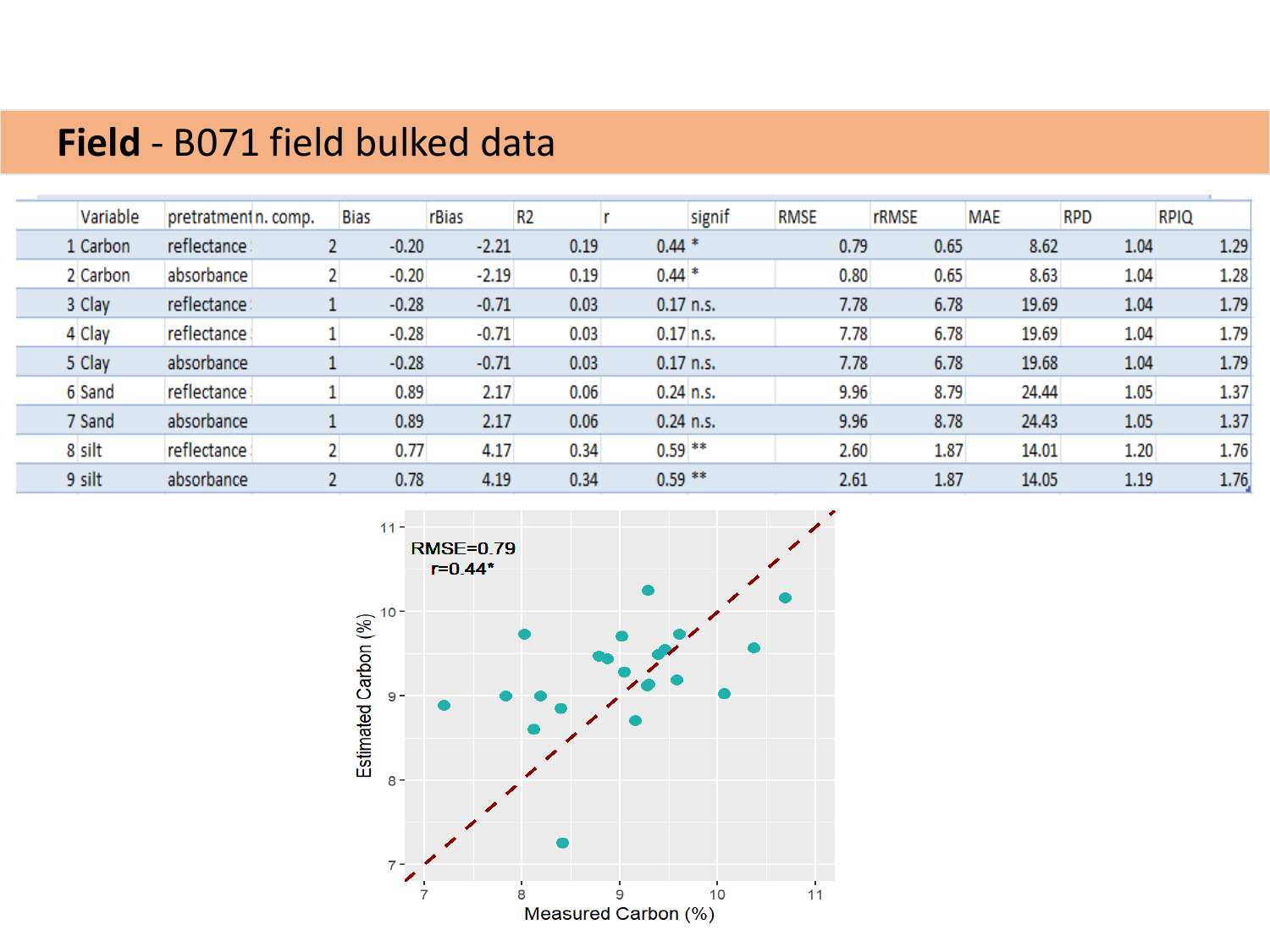# **Field** - B071 field bulked data

| | Variable | pretratment | n. comp. | Bias | rBias | R2 | r | signif | RMSE | rRMSE | MAE | RPD | RPIQ |
|---|---|---|---|---|---|---|---|---|---|---|---|---|---|
| 1 | Carbon | reflectance | 2 | -0.20 | -2.21 | 0.19 | 0.44 | * | 0.79 | 0.65 | 8.62 | 1.04 | 1.29 |
| 2 | Carbon | absorbance | 2 | -0.20 | -2.19 | 0.19 | 0.44 | * | 0.80 | 0.65 | 8.63 | 1.04 | 1.28 |
| 3 | Clay | reflectance | 1 | -0.28 | -0.71 | 0.03 | 0.17 | n.s. | 7.78 | 6.78 | 19.69 | 1.04 | 1.79 |
| 4 | Clay | reflectance | 1 | -0.28 | -0.71 | 0.03 | 0.17 | n.s. | 7.78 | 6.78 | 19.69 | 1.04 | 1.79 |
| 5 | Clay | absorbance | 1 | -0.28 | -0.71 | 0.03 | 0.17 | n.s. | 7.78 | 6.78 | 19.68 | 1.04 | 1.79 |
| 6 | Sand | reflectance | 1 | 0.89 | 2.17 | 0.06 | 0.24 | n.s. | 9.96 | 8.79 | 24.44 | 1.05 | 1.37 |
| 7 | Sand | absorbance | 1 | 0.89 | 2.17 | 0.06 | 0.24 | n.s. | 9.96 | 8.78 | 24.43 | 1.05 | 1.37 |
| 8 | silt | reflectance | 2 | 0.77 | 4.17 | 0.34 | 0.59 | ** | 2.60 | 1.87 | 14.01 | 1.20 | 1.76 |
| 9 | silt | absorbance | 2 | 0.78 | 4.19 | 0.34 | 0.59 | ** | 2.61 | 1.87 | 14.05 | 1.19 | 1.76 |

RMSE=0.79
r=0.44*

Estimated Carbon (%)

Measured Carbon (%)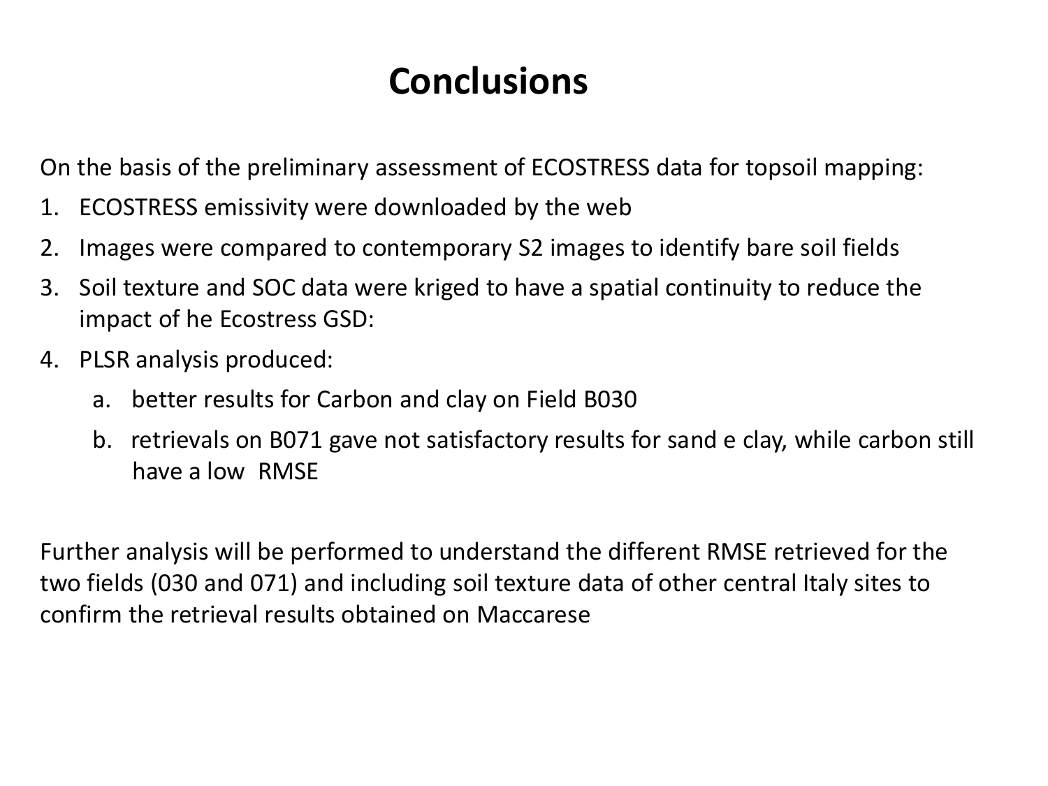# Conclusions

On the basis of the preliminary assessment of ECOSTRESS data for topsoil mapping:

1. ECOSTRESS emissivity were downloaded by the web
2. Images were compared to contemporary S2 images to identify bare soil fields
3. Soil texture and SOC data were kriged to have a spatial continuity to reduce the impact of he Ecostress GSD:
4. PLSR analysis produced:
   a. better results for Carbon and clay on Field B030
   b. retrievals on B071 gave not satisfactory results for sand e clay, while carbon still have a low RMSE

Further analysis will be performed to understand the different RMSE retrieved for the two fields (030 and 071) and including soil texture data of other central Italy sites to confirm the retrieval results obtained on Maccarese